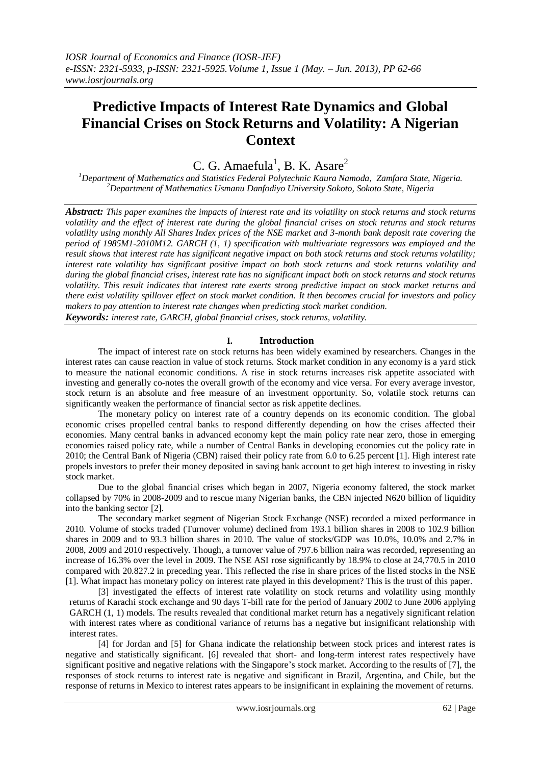# Predictive Impacts of Interest Rate Dynamics and Global Financial Crises on Stock Returns and Volatility: A Nigerian Context

C. G. Amaefula[1], B. K. Asare[2]

[1]Department of Mathematics and Statistics Federal Polytechnic Kaura Namoda, Zamfara State, Nigeria.
[2]Department of Mathematics Usmanu Danfodiyo University Sokoto, Sokoto State, Nigeria

***Abstract:*** *This paper examines the impacts of interest rate and its volatility on stock returns and stock returns volatility and the effect of interest rate during the global financial crises on stock returns and stock returns volatility using monthly All Shares Index prices of the NSE market and 3-month bank deposit rate covering the period of 1985M1-2010M12. GARCH (1, 1) specification with multivariate regressors was employed and the result shows that interest rate has significant negative impact on both stock returns and stock returns volatility; interest rate volatility has significant positive impact on both stock returns and stock returns volatility and during the global financial crises, interest rate has no significant impact both on stock returns and stock returns volatility. This result indicates that interest rate exerts strong predictive impact on stock market returns and there exist volatility spillover effect on stock market condition. It then becomes crucial for investors and policy makers to pay attention to interest rate changes when predicting stock market condition.*

***Keywords:*** *interest rate, GARCH, global financial crises, stock returns, volatility.*

## I. Introduction

The impact of interest rate on stock returns has been widely examined by researchers. Changes in the interest rates can cause reaction in value of stock returns. Stock market condition in any economy is a yard stick to measure the national economic conditions. A rise in stock returns increases risk appetite associated with investing and generally co-notes the overall growth of the economy and vice versa. For every average investor, stock return is an absolute and free measure of an investment opportunity. So, volatile stock returns can significantly weaken the performance of financial sector as risk appetite declines.

The monetary policy on interest rate of a country depends on its economic condition. The global economic crises propelled central banks to respond differently depending on how the crises affected their economies. Many central banks in advanced economy kept the main policy rate near zero, those in emerging economies raised policy rate, while a number of Central Banks in developing economies cut the policy rate in 2010; the Central Bank of Nigeria (CBN) raised their policy rate from 6.0 to 6.25 percent [1]. High interest rate propels investors to prefer their money deposited in saving bank account to get high interest to investing in risky stock market.

Due to the global financial crises which began in 2007, Nigeria economy faltered, the stock market collapsed by 70% in 2008-2009 and to rescue many Nigerian banks, the CBN injected N620 billion of liquidity into the banking sector [2].

The secondary market segment of Nigerian Stock Exchange (NSE) recorded a mixed performance in 2010. Volume of stocks traded (Turnover volume) declined from 193.1 billion shares in 2008 to 102.9 billion shares in 2009 and to 93.3 billion shares in 2010. The value of stocks/GDP was 10.0%, 10.0% and 2.7% in 2008, 2009 and 2010 respectively. Though, a turnover value of 797.6 billion naira was recorded, representing an increase of 16.3% over the level in 2009. The NSE ASI rose significantly by 18.9% to close at 24,770.5 in 2010 compared with 20.827.2 in preceding year. This reflected the rise in share prices of the listed stocks in the NSE [1]. What impact has monetary policy on interest rate played in this development? This is the trust of this paper.

[3] investigated the effects of interest rate volatility on stock returns and volatility using monthly returns of Karachi stock exchange and 90 days T-bill rate for the period of January 2002 to June 2006 applying GARCH (1, 1) models. The results revealed that conditional market return has a negatively significant relation with interest rates where as conditional variance of returns has a negative but insignificant relationship with interest rates.

[4] for Jordan and [5] for Ghana indicate the relationship between stock prices and interest rates is negative and statistically significant. [6] revealed that short- and long-term interest rates respectively have significant positive and negative relations with the Singapore's stock market. According to the results of [7], the responses of stock returns to interest rate is negative and significant in Brazil, Argentina, and Chile, but the response of returns in Mexico to interest rates appears to be insignificant in explaining the movement of returns.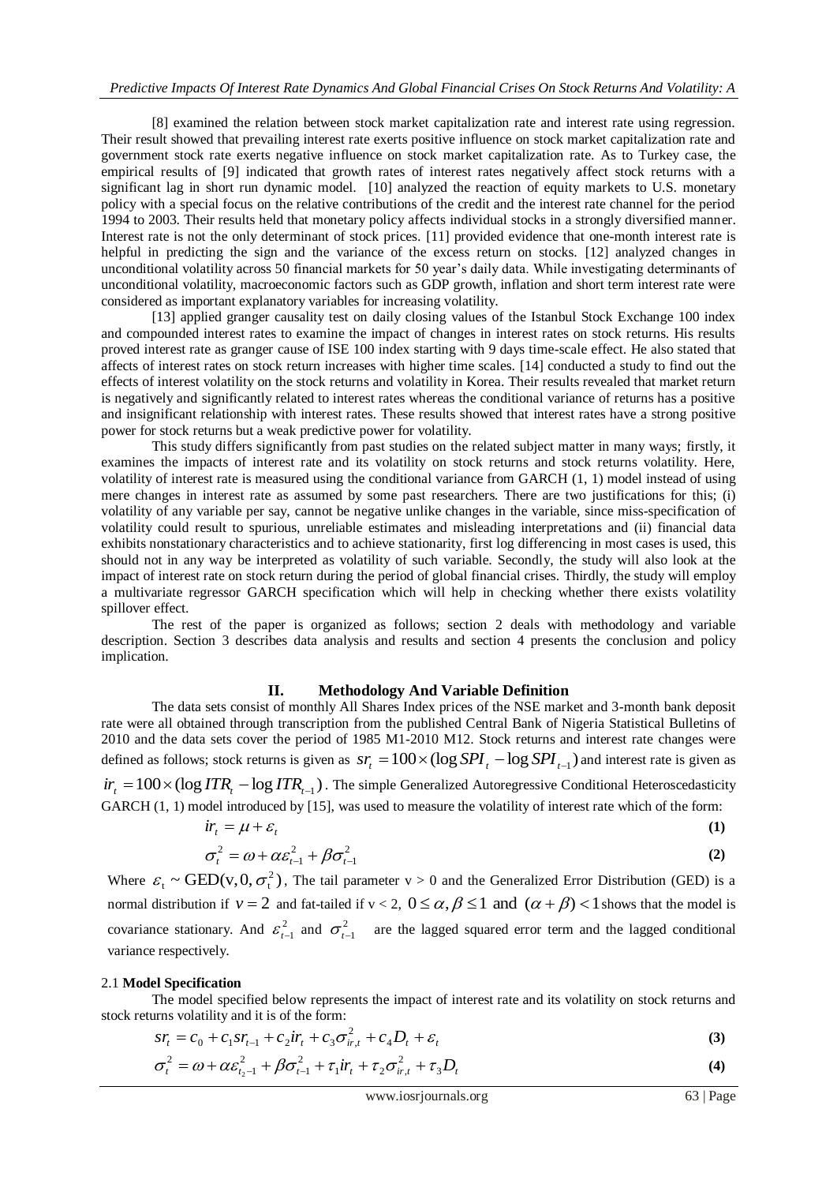[8] examined the relation between stock market capitalization rate and interest rate using regression. Their result showed that prevailing interest rate exerts positive influence on stock market capitalization rate and government stock rate exerts negative influence on stock market capitalization rate. As to Turkey case, the empirical results of [9] indicated that growth rates of interest rates negatively affect stock returns with a significant lag in short run dynamic model. [10] analyzed the reaction of equity markets to U.S. monetary policy with a special focus on the relative contributions of the credit and the interest rate channel for the period 1994 to 2003. Their results held that monetary policy affects individual stocks in a strongly diversified manner. Interest rate is not the only determinant of stock prices. [11] provided evidence that one-month interest rate is helpful in predicting the sign and the variance of the excess return on stocks. [12] analyzed changes in unconditional volatility across 50 financial markets for 50 year's daily data. While investigating determinants of unconditional volatility, macroeconomic factors such as GDP growth, inflation and short term interest rate were considered as important explanatory variables for increasing volatility.

[13] applied granger causality test on daily closing values of the Istanbul Stock Exchange 100 index and compounded interest rates to examine the impact of changes in interest rates on stock returns. His results proved interest rate as granger cause of ISE 100 index starting with 9 days time-scale effect. He also stated that affects of interest rates on stock return increases with higher time scales. [14] conducted a study to find out the effects of interest volatility on the stock returns and volatility in Korea. Their results revealed that market return is negatively and significantly related to interest rates whereas the conditional variance of returns has a positive and insignificant relationship with interest rates. These results showed that interest rates have a strong positive power for stock returns but a weak predictive power for volatility.

This study differs significantly from past studies on the related subject matter in many ways; firstly, it examines the impacts of interest rate and its volatility on stock returns and stock returns volatility. Here, volatility of interest rate is measured using the conditional variance from GARCH (1, 1) model instead of using mere changes in interest rate as assumed by some past researchers. There are two justifications for this; (i) volatility of any variable per say, cannot be negative unlike changes in the variable, since miss-specification of volatility could result to spurious, unreliable estimates and misleading interpretations and (ii) financial data exhibits nonstationary characteristics and to achieve stationarity, first log differencing in most cases is used, this should not in any way be interpreted as volatility of such variable. Secondly, the study will also look at the impact of interest rate on stock return during the period of global financial crises. Thirdly, the study will employ a multivariate regressor GARCH specification which will help in checking whether there exists volatility spillover effect.

The rest of the paper is organized as follows; section 2 deals with methodology and variable description. Section 3 describes data analysis and results and section 4 presents the conclusion and policy implication.

## II. Methodology And Variable Definition

The data sets consist of monthly All Shares Index prices of the NSE market and 3-month bank deposit rate were all obtained through transcription from the published Central Bank of Nigeria Statistical Bulletins of 2010 and the data sets cover the period of 1985 M1-2010 M12. Stock returns and interest rate changes were defined as follows; stock returns is given as $sr_t = 100 \times (\log SPI_t - \log SPI_{t-1})$ and interest rate is given as $ir_t = 100 \times (\log ITR_t - \log ITR_{t-1})$. The simple Generalized Autoregressive Conditional Heteroscedasticity GARCH (1, 1) model introduced by [15], was used to measure the volatility of interest rate which of the form:

$$ir_t = \mu + \varepsilon_t \tag{1}$$

$$\sigma_t^2 = \omega + \alpha\varepsilon_{t-1}^2 + \beta\sigma_{t-1}^2 \tag{2}$$

Where $\varepsilon_t \sim \text{GED}(v, 0, \sigma_t^2)$, The tail parameter $v > 0$ and the Generalized Error Distribution (GED) is a normal distribution if $v = 2$ and fat-tailed if $v < 2$, $0 \le \alpha, \beta \le 1$ and $(\alpha + \beta) < 1$ shows that the model is covariance stationary. And $\varepsilon_{t-1}^2$ and $\sigma_{t-1}^2$ are the lagged squared error term and the lagged conditional variance respectively.

### 2.1 Model Specification

The model specified below represents the impact of interest rate and its volatility on stock returns and stock returns volatility and it is of the form:

$$sr_t = c_0 + c_1 sr_{t-1} + c_2 ir_t + c_3\sigma_{ir,t}^2 + c_4 D_t + \varepsilon_t \tag{3}$$

$$\sigma_t^2 = \omega + \alpha\varepsilon_{t_2-1}^2 + \beta\sigma_{t-1}^2 + \tau_1 ir_t + \tau_2\sigma_{ir,t}^2 + \tau_3 D_t \tag{4}$$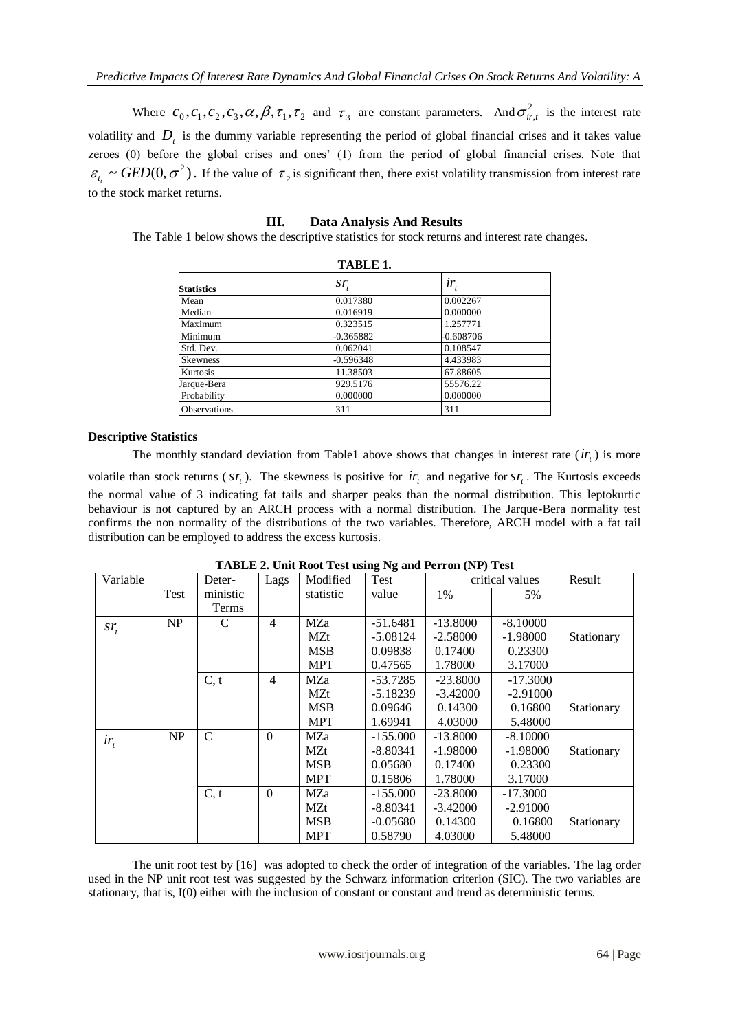Where $c_0, c_1, c_2, c_3, \alpha, \beta, \tau_1, \tau_2$ and $\tau_3$ are constant parameters. And $\sigma^2_{ir,t}$ is the interest rate volatility and $D_t$ is the dummy variable representing the period of global financial crises and it takes value zeroes (0) before the global crises and ones' (1) from the period of global financial crises. Note that $\varepsilon_{t_i} \sim GED(0, \sigma^2)$. If the value of $\tau_2$ is significant then, there exist volatility transmission from interest rate to the stock market returns.

## III. Data Analysis And Results

The Table 1 below shows the descriptive statistics for stock returns and interest rate changes.

**TABLE 1.**

| Statistics | $sr_t$ | $ir_t$ |
|---|---|---|
| Mean | 0.017380 | 0.002267 |
| Median | 0.016919 | 0.000000 |
| Maximum | 0.323515 | 1.257771 |
| Minimum | -0.365882 | -0.608706 |
| Std. Dev. | 0.062041 | 0.108547 |
| Skewness | -0.596348 | 4.433983 |
| Kurtosis | 11.38503 | 67.88605 |
| Jarque-Bera | 929.5176 | 55576.22 |
| Probability | 0.000000 | 0.000000 |
| Observations | 311 | 311 |

### Descriptive Statistics

The monthly standard deviation from Table1 above shows that changes in interest rate ($ir_t$) is more volatile than stock returns ($sr_t$). The skewness is positive for $ir_t$ and negative for $sr_t$. The Kurtosis exceeds the normal value of 3 indicating fat tails and sharper peaks than the normal distribution. This leptokurtic behaviour is not captured by an ARCH process with a normal distribution. The Jarque-Bera normality test confirms the non normality of the distributions of the two variables. Therefore, ARCH model with a fat tail distribution can be employed to address the excess kurtosis.

**TABLE 2. Unit Root Test using Ng and Perron (NP) Test**

| Variable | Test | Deterministic Terms | Lags | Modified statistic | Test value | critical values 1% | critical values 5% | Result |
|---|---|---|---|---|---|---|---|---|
| $sr_t$ | NP | C | 4 | MZa | -51.6481 | -13.8000 | -8.10000 | |
| | | | | MZt | -5.08124 | -2.58000 | -1.98000 | Stationary |
| | | | | MSB | 0.09838 | 0.17400 | 0.23300 | |
| | | | | MPT | 0.47565 | 1.78000 | 3.17000 | |
| | | C, t | 4 | MZa | -53.7285 | -23.8000 | -17.3000 | |
| | | | | MZt | -5.18239 | -3.42000 | -2.91000 | |
| | | | | MSB | 0.09646 | 0.14300 | 0.16800 | Stationary |
| | | | | MPT | 1.69941 | 4.03000 | 5.48000 | |
| $ir_t$ | NP | C | 0 | MZa | -155.000 | -13.8000 | -8.10000 | |
| | | | | MZt | -8.80341 | -1.98000 | -1.98000 | Stationary |
| | | | | MSB | 0.05680 | 0.17400 | 0.23300 | |
| | | | | MPT | 0.15806 | 1.78000 | 3.17000 | |
| | | C, t | 0 | MZa | -155.000 | -23.8000 | -17.3000 | |
| | | | | MZt | -8.80341 | -3.42000 | -2.91000 | |
| | | | | MSB | -0.05680 | 0.14300 | 0.16800 | Stationary |
| | | | | MPT | 0.58790 | 4.03000 | 5.48000 | |

The unit root test by [16] was adopted to check the order of integration of the variables. The lag order used in the NP unit root test was suggested by the Schwarz information criterion (SIC). The two variables are stationary, that is, I(0) either with the inclusion of constant or constant and trend as deterministic terms.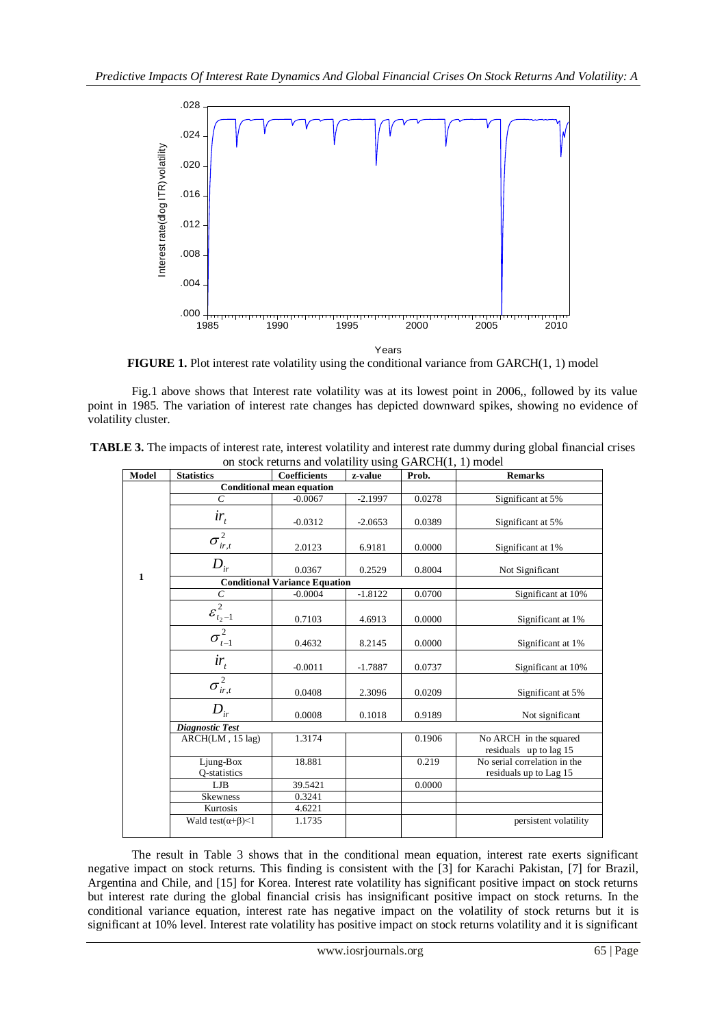**FIGURE 1.** Plot interest rate volatility using the conditional variance from GARCH(1, 1) model

Fig.1 above shows that Interest rate volatility was at its lowest point in 2006,, followed by its value point in 1985. The variation of interest rate changes has depicted downward spikes, showing no evidence of volatility cluster.

**TABLE 3.** The impacts of interest rate, interest volatility and interest rate dummy during global financial crises on stock returns and volatility using GARCH(1, 1) model

| Model | Statistics | Coefficients | z-value | Prob. | Remarks |
|---|---|---|---|---|---|
| 1 | **Conditional mean equation** | | | | |
| | $C$ | -0.0067 | -2.1997 | 0.0278 | Significant at 5% |
| | $ir_t$ | -0.0312 | -2.0653 | 0.0389 | Significant at 5% |
| | $\sigma^2_{ir,t}$ | 2.0123 | 6.9181 | 0.0000 | Significant at 1% |
| | $D_{ir}$ | 0.0367 | 0.2529 | 0.8004 | Not Significant |
| | **Conditional Variance Equation** | | | | |
| | $C$ | -0.0004 | -1.8122 | 0.0700 | Significant at 10% |
| | $\varepsilon^2_{t_2-1}$ | 0.7103 | 4.6913 | 0.0000 | Significant at 1% |
| | $\sigma^2_{t-1}$ | 0.4632 | 8.2145 | 0.0000 | Significant at 1% |
| | $ir_t$ | -0.0011 | -1.7887 | 0.0737 | Significant at 10% |
| | $\sigma^2_{ir,t}$ | 0.0408 | 2.3096 | 0.0209 | Significant at 5% |
| | $D_{ir}$ | 0.0008 | 0.1018 | 0.9189 | Not significant |
| | ***Diagnostic Test*** | | | | |
| | ARCH(LM , 15 lag) | 1.3174 | | 0.1906 | No ARCH in the squared residuals up to lag 15 |
| | Ljung-Box Q-statistics | 18.881 | | 0.219 | No serial correlation in the residuals up to Lag 15 |
| | LJB | 39.5421 | | 0.0000 | |
| | Skewness | 0.3241 | | | |
| | Kurtosis | 4.6221 | | | |
| | Wald test($\alpha+\beta$)<1 | 1.1735 | | | persistent volatility |

The result in Table 3 shows that in the conditional mean equation, interest rate exerts significant negative impact on stock returns. This finding is consistent with the [3] for Karachi Pakistan, [7] for Brazil, Argentina and Chile, and [15] for Korea. Interest rate volatility has significant positive impact on stock returns but interest rate during the global financial crisis has insignificant positive impact on stock returns. In the conditional variance equation, interest rate has negative impact on the volatility of stock returns but it is significant at 10% level. Interest rate volatility has positive impact on stock returns volatility and it is significant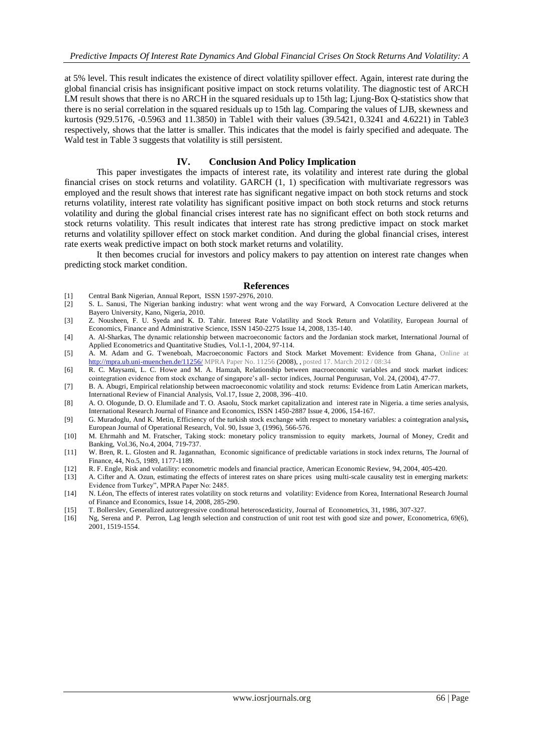at 5% level. This result indicates the existence of direct volatility spillover effect. Again, interest rate during the global financial crisis has insignificant positive impact on stock returns volatility. The diagnostic test of ARCH LM result shows that there is no ARCH in the squared residuals up to 15th lag; Ljung-Box Q-statistics show that there is no serial correlation in the squared residuals up to 15th lag. Comparing the values of LJB, skewness and kurtosis (929.5176, -0.5963 and 11.3850) in Table1 with their values (39.5421, 0.3241 and 4.6221) in Table3 respectively, shows that the latter is smaller. This indicates that the model is fairly specified and adequate. The Wald test in Table 3 suggests that volatility is still persistent.

## IV. Conclusion And Policy Implication

This paper investigates the impacts of interest rate, its volatility and interest rate during the global financial crises on stock returns and volatility. GARCH (1, 1) specification with multivariate regressors was employed and the result shows that interest rate has significant negative impact on both stock returns and stock returns volatility, interest rate volatility has significant positive impact on both stock returns and stock returns volatility and during the global financial crises interest rate has no significant effect on both stock returns and stock returns volatility. This result indicates that interest rate has strong predictive impact on stock market returns and volatility spillover effect on stock market condition. And during the global financial crises, interest rate exerts weak predictive impact on both stock market returns and volatility.

It then becomes crucial for investors and policy makers to pay attention on interest rate changes when predicting stock market condition.

## References

[1] Central Bank Nigerian, Annual Report, ISSN 1597-2976, 2010.

[2] S. L. Sanusi, The Nigerian banking industry: what went wrong and the way Forward, A Convocation Lecture delivered at the Bayero University, Kano, Nigeria, 2010.

[3] Z. Nousheen, F. U. Syeda and K. D. Tahir. Interest Rate Volatility and Stock Return and Volatility, European Journal of Economics, Finance and Administrative Science, ISSN 1450-2275 Issue 14, 2008, 135-140.

[4] A. Al-Sharkas, The dynamic relationship between macroeconomic factors and the Jordanian stock market, International Journal of Applied Econometrics and Quantitative Studies, Vol.1-1, 2004, 97-114.

[5] A. M. Adam and G. Tweneboah, Macroeconomic Factors and Stock Market Movement: Evidence from Ghana, Online at http://mpra.ub.uni-muenchen.de/11256/ MPRA Paper No. 11256 (2008), , posted 17. March 2012 / 08:34

[6] R. C. Maysami, L. C. Howe and M. A. Hamzah, Relationship between macroeconomic variables and stock market indices: cointegration evidence from stock exchange of singapore's all- sector indices, Journal Pengurusan, Vol. 24, (2004), 47-77.

[7] B. A. Abugri, Empirical relationship between macroeconomic volatility and stock returns: Evidence from Latin American markets, International Review of Financial Analysis, Vol.17, Issue 2, 2008, 396–410.

[8] A. O. Ologunde, D. O. Elumilade and T. O. Asaolu, Stock market capitalization and interest rate in Nigeria. a time series analysis, International Research Journal of Finance and Economics, ISSN 1450-2887 Issue 4, 2006, 154-167.

[9] G. Muradoglu, And K. Metin, Efficiency of the turkish stock exchange with respect to monetary variables: a cointegration analysis**,** European Journal of Operational Research, Vol. 90, Issue 3, (1996), 566-576.

[10] M. Ehrmahh and M. Fratscher, Taking stock: monetary policy transmission to equity markets, Journal of Money, Credit and Banking, Vol.36, No.4, 2004, 719-737.

[11] W. Bren, R. L. Glosten and R. Jagannathan, Economic significance of predictable variations in stock index returns, The Journal of Finance, 44, No.5, 1989, 1177-1189.

[12] R. F. Engle, Risk and volatility: econometric models and financial practice, American Economic Review, 94, 2004, 405-420.

[13] A. Cifter and A. Ozun, estimating the effects of interest rates on share prices using multi-scale causality test in emerging markets: Evidence from Turkey", MPRA Paper No: 2485.

[14] N. Léon, The effects of interest rates volatility on stock returns and volatility: Evidence from Korea, International Research Journal of Finance and Economics, Issue 14, 2008, 285-290.

[15] T. Bollerslev, Generalized autoregressive conditonal heteroscedasticity, Journal of Econometrics, 31, 1986, 307-327.

[16] Ng, Serena and P. Perron, Lag length selection and construction of unit root test with good size and power, Econometrica, 69(6), 2001, 1519-1554.